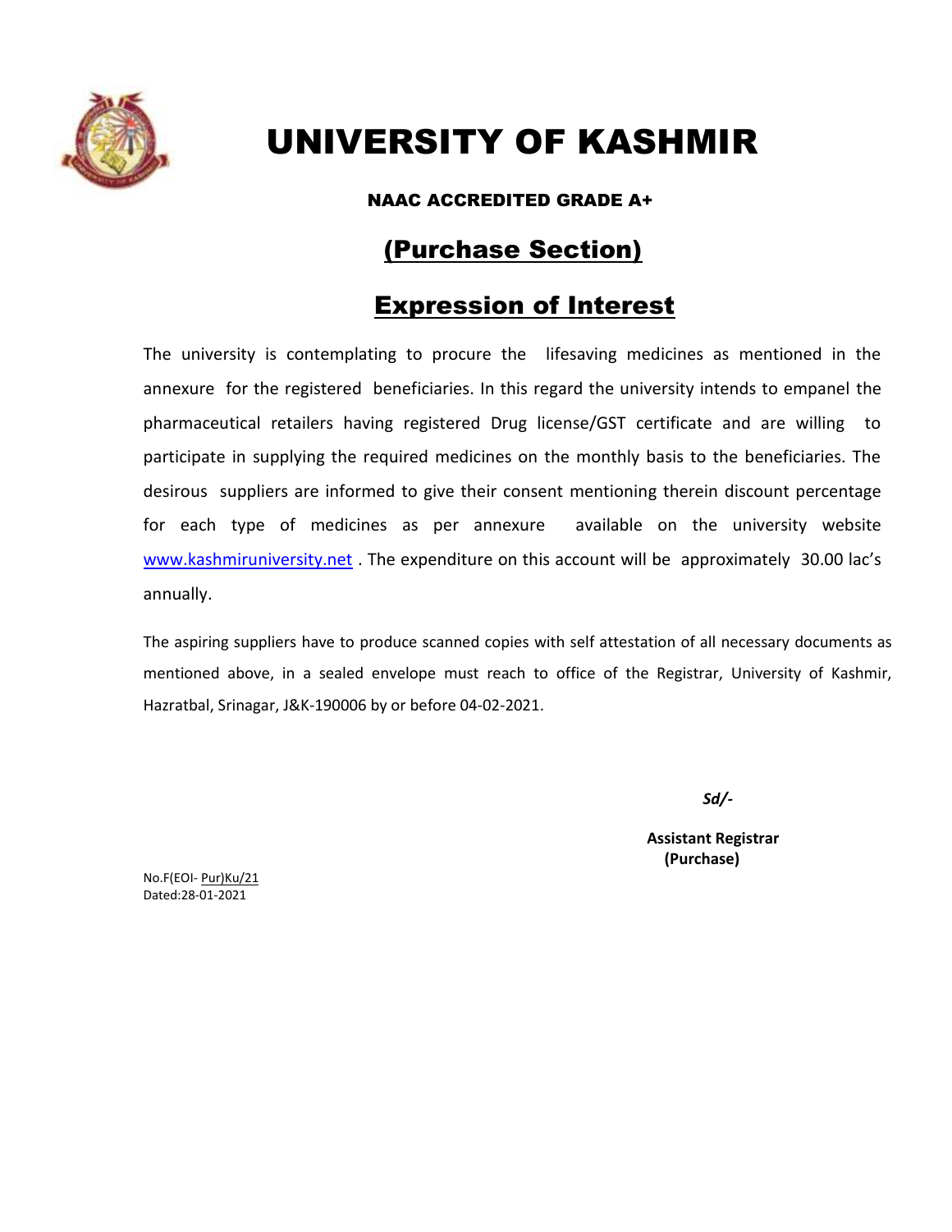# UNIVERSITY OF KASHMIR

**NAAC ACCREDITED GRADE A+**

## (Purchase Section)

## Expression of Interest

The university is contemplating to procure the lifesaving medicines as mentioned in the annexure for the registered beneficiaries. In this regard the university intends to empanel the pharmaceutical retailers having registered Drug license/GST certificate and are willing to participate in supplying the required medicines on the monthly basis to the beneficiaries. The desirous suppliers are informed to give their consent mentioning therein discount percentage for each type of medicines as per annexure available on the university website www.kashmiruniversity.net . The expenditure on this account will be approximately 30.00 lac's annually.

The aspiring suppliers have to produce scanned copies with self attestation of all necessary documents as mentioned above, in a sealed envelope must reach to office of the Registrar, University of Kashmir, Hazratbal, Srinagar, J&K-190006 by or before 04-02-2021.

***Sd/-***

**Assistant Registrar**
**(Purchase)**

No.F(EOI- Pur)Ku/21
Dated:28-01-2021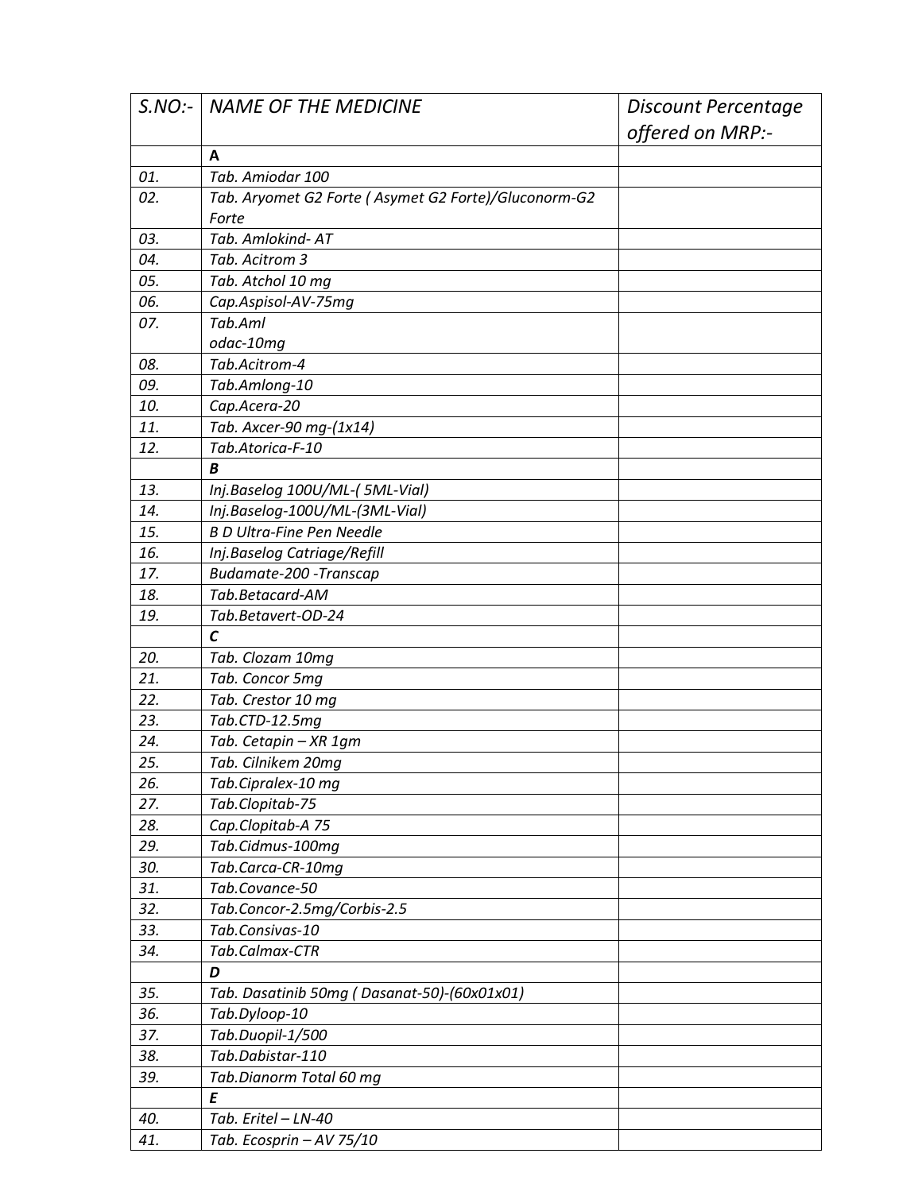| S.NO:- | NAME OF THE MEDICINE | Discount Percentage offered on MRP:- |
|---|---|---|
| | **A** | |
| 01. | Tab. Amiodar 100 | |
| 02. | Tab. Aryomet G2 Forte ( Asymet G2 Forte)/Gluconorm-G2 Forte | |
| 03. | Tab. Amlokind- AT | |
| 04. | Tab. Acitrom 3 | |
| 05. | Tab. Atchol 10 mg | |
| 06. | Cap.Aspisol-AV-75mg | |
| 07. | Tab.Aml odac-10mg | |
| 08. | Tab.Acitrom-4 | |
| 09. | Tab.Amlong-10 | |
| 10. | Cap.Acera-20 | |
| 11. | Tab. Axcer-90 mg-(1x14) | |
| 12. | Tab.Atorica-F-10 | |
| | **B** | |
| 13. | Inj.Baselog 100U/ML-( 5ML-Vial) | |
| 14. | Inj.Baselog-100U/ML-(3ML-Vial) | |
| 15. | B D Ultra-Fine Pen Needle | |
| 16. | Inj.Baselog Catriage/Refill | |
| 17. | Budamate-200 -Transcap | |
| 18. | Tab.Betacard-AM | |
| 19. | Tab.Betavert-OD-24 | |
| | **C** | |
| 20. | Tab. Clozam 10mg | |
| 21. | Tab. Concor 5mg | |
| 22. | Tab. Crestor 10 mg | |
| 23. | Tab.CTD-12.5mg | |
| 24. | Tab. Cetapin – XR 1gm | |
| 25. | Tab. Cilnikem 20mg | |
| 26. | Tab.Cipralex-10 mg | |
| 27. | Tab.Clopitab-75 | |
| 28. | Cap.Clopitab-A 75 | |
| 29. | Tab.Cidmus-100mg | |
| 30. | Tab.Carca-CR-10mg | |
| 31. | Tab.Covance-50 | |
| 32. | Tab.Concor-2.5mg/Corbis-2.5 | |
| 33. | Tab.Consivas-10 | |
| 34. | Tab.Calmax-CTR | |
| | **D** | |
| 35. | Tab. Dasatinib 50mg ( Dasanat-50)-(60x01x01) | |
| 36. | Tab.Dyloop-10 | |
| 37. | Tab.Duopil-1/500 | |
| 38. | Tab.Dabistar-110 | |
| 39. | Tab.Dianorm Total 60 mg | |
| | **E** | |
| 40. | Tab. Eritel – LN-40 | |
| 41. | Tab. Ecosprin – AV 75/10 | |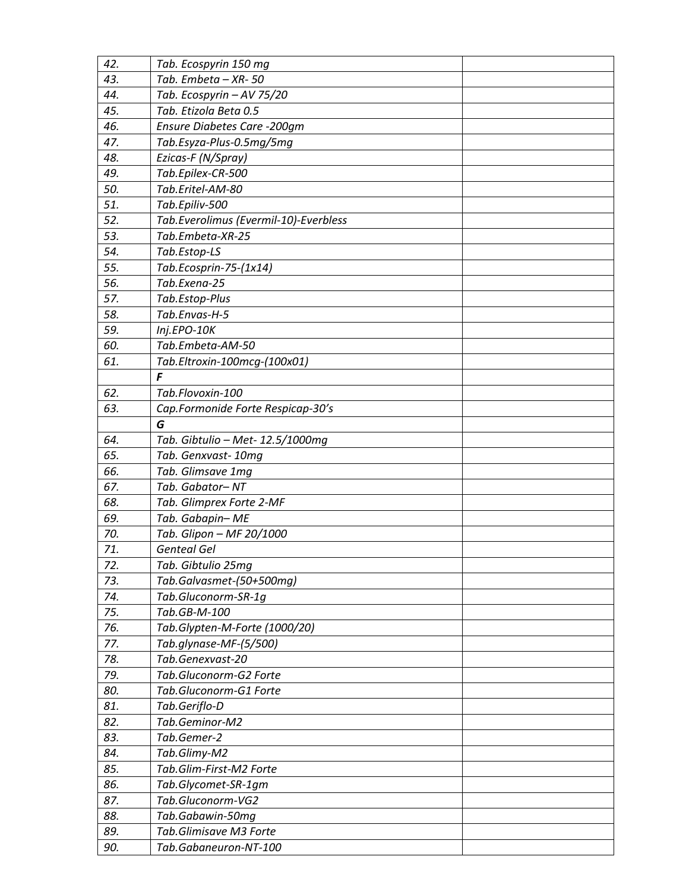| | | |
|---|---|---|
| 42. | Tab. Ecospyrin 150 mg | |
| 43. | Tab. Embeta – XR- 50 | |
| 44. | Tab. Ecospyrin – AV 75/20 | |
| 45. | Tab. Etizola Beta 0.5 | |
| 46. | Ensure Diabetes Care -200gm | |
| 47. | Tab.Esyza-Plus-0.5mg/5mg | |
| 48. | Ezicas-F (N/Spray) | |
| 49. | Tab.Epilex-CR-500 | |
| 50. | Tab.Eritel-AM-80 | |
| 51. | Tab.Epiliv-500 | |
| 52. | Tab.Everolimus (Evermil-10)-Everbless | |
| 53. | Tab.Embeta-XR-25 | |
| 54. | Tab.Estop-LS | |
| 55. | Tab.Ecosprin-75-(1x14) | |
| 56. | Tab.Exena-25 | |
| 57. | Tab.Estop-Plus | |
| 58. | Tab.Envas-H-5 | |
| 59. | Inj.EPO-10K | |
| 60. | Tab.Embeta-AM-50 | |
| 61. | Tab.Eltroxin-100mcg-(100x01) | |
| | **F** | |
| 62. | Tab.Flovoxin-100 | |
| 63. | Cap.Formonide Forte Respicap-30's | |
| | **G** | |
| 64. | Tab. Gibtulio – Met- 12.5/1000mg | |
| 65. | Tab. Genxvast- 10mg | |
| 66. | Tab. Glimsave 1mg | |
| 67. | Tab. Gabator– NT | |
| 68. | Tab. Glimprex Forte 2-MF | |
| 69. | Tab. Gabapin– ME | |
| 70. | Tab. Glipon – MF 20/1000 | |
| 71. | Genteal Gel | |
| 72. | Tab. Gibtulio 25mg | |
| 73. | Tab.Galvasmet-(50+500mg) | |
| 74. | Tab.Gluconorm-SR-1g | |
| 75. | Tab.GB-M-100 | |
| 76. | Tab.Glypten-M-Forte (1000/20) | |
| 77. | Tab.glynase-MF-(5/500) | |
| 78. | Tab.Genexvast-20 | |
| 79. | Tab.Gluconorm-G2 Forte | |
| 80. | Tab.Gluconorm-G1 Forte | |
| 81. | Tab.Geriflo-D | |
| 82. | Tab.Geminor-M2 | |
| 83. | Tab.Gemer-2 | |
| 84. | Tab.Glimy-M2 | |
| 85. | Tab.Glim-First-M2 Forte | |
| 86. | Tab.Glycomet-SR-1gm | |
| 87. | Tab.Gluconorm-VG2 | |
| 88. | Tab.Gabawin-50mg | |
| 89. | Tab.Glimisave M3 Forte | |
| 90. | Tab.Gabaneuron-NT-100 | |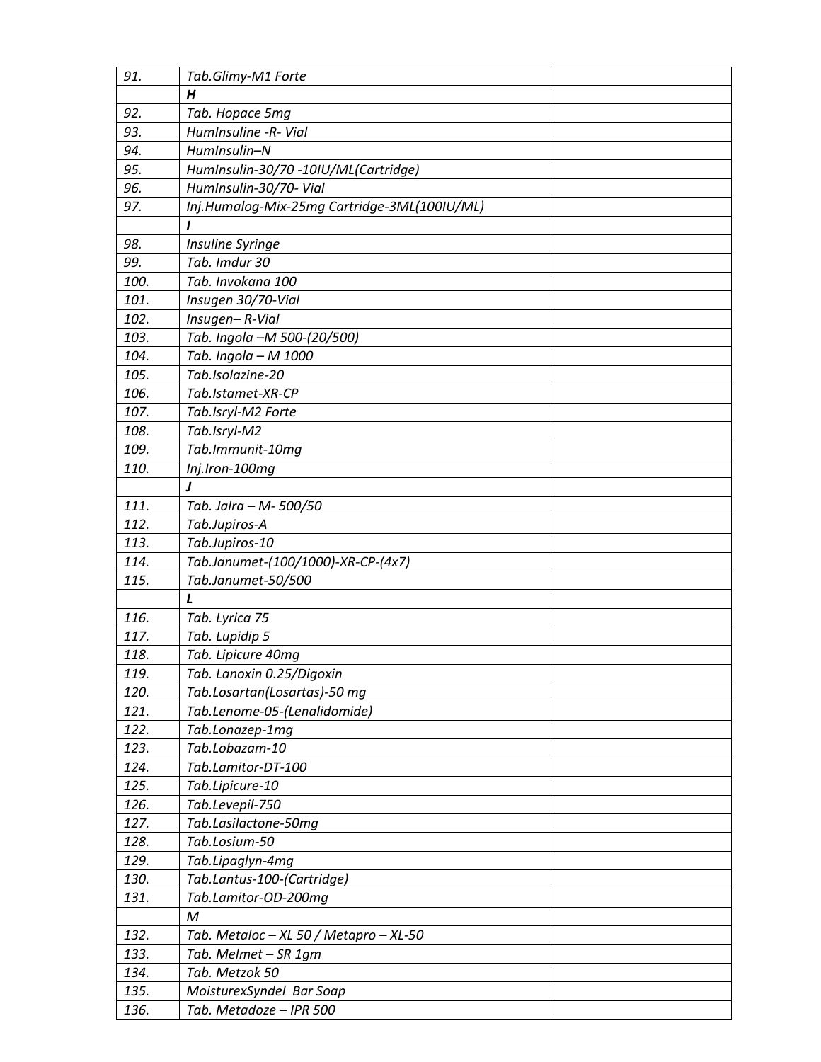| | | |
|---|---|---|
| *91.* | *Tab.Glimy-M1 Forte* | |
| | ***H*** | |
| *92.* | *Tab. Hopace 5mg* | |
| *93.* | *HumInsuline -R- Vial* | |
| *94.* | *HumInsulin–N* | |
| *95.* | *HumInsulin-30/70 -10IU/ML(Cartridge)* | |
| *96.* | *HumInsulin-30/70- Vial* | |
| *97.* | *Inj.Humalog-Mix-25mg Cartridge-3ML(100IU/ML)* | |
| | ***I*** | |
| *98.* | *Insuline Syringe* | |
| *99.* | *Tab. Imdur 30* | |
| *100.* | *Tab. Invokana 100* | |
| *101.* | *Insugen 30/70-Vial* | |
| *102.* | *Insugen– R-Vial* | |
| *103.* | *Tab. Ingola –M 500-(20/500)* | |
| *104.* | *Tab. Ingola – M 1000* | |
| *105.* | *Tab.Isolazine-20* | |
| *106.* | *Tab.Istamet-XR-CP* | |
| *107.* | *Tab.Isryl-M2 Forte* | |
| *108.* | *Tab.Isryl-M2* | |
| *109.* | *Tab.Immunit-10mg* | |
| *110.* | *Inj.Iron-100mg* | |
| | ***J*** | |
| *111.* | *Tab. Jalra – M- 500/50* | |
| *112.* | *Tab.Jupiros-A* | |
| *113.* | *Tab.Jupiros-10* | |
| *114.* | *Tab.Janumet-(100/1000)-XR-CP-(4x7)* | |
| *115.* | *Tab.Janumet-50/500* | |
| | ***L*** | |
| *116.* | *Tab. Lyrica 75* | |
| *117.* | *Tab. Lupidip 5* | |
| *118.* | *Tab. Lipicure 40mg* | |
| *119.* | *Tab. Lanoxin 0.25/Digoxin* | |
| *120.* | *Tab.Losartan(Losartas)-50 mg* | |
| *121.* | *Tab.Lenome-05-(Lenalidomide)* | |
| *122.* | *Tab.Lonazep-1mg* | |
| *123.* | *Tab.Lobazam-10* | |
| *124.* | *Tab.Lamitor-DT-100* | |
| *125.* | *Tab.Lipicure-10* | |
| *126.* | *Tab.Levepil-750* | |
| *127.* | *Tab.Lasilactone-50mg* | |
| *128.* | *Tab.Losium-50* | |
| *129.* | *Tab.Lipaglyn-4mg* | |
| *130.* | *Tab.Lantus-100-(Cartridge)* | |
| *131.* | *Tab.Lamitor-OD-200mg* | |
| | *M* | |
| *132.* | *Tab. Metaloc – XL 50 / Metapro – XL-50* | |
| *133.* | *Tab. Melmet – SR 1gm* | |
| *134.* | *Tab. Metzok 50* | |
| *135.* | *MoisturexSyndel Bar Soap* | |
| *136.* | *Tab. Metadoze – IPR 500* | |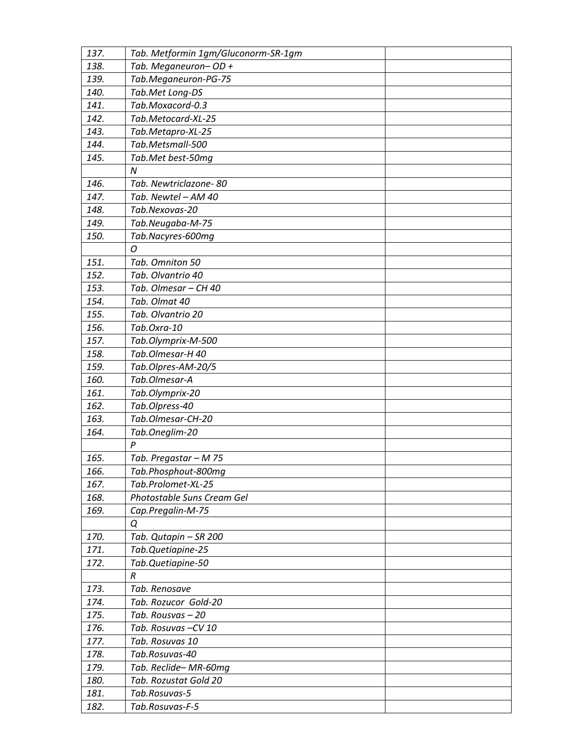| 137. | Tab. Metformin 1gm/Gluconorm-SR-1gm | |
|---|---|---|
| 138. | Tab. Meganeuron– OD + | |
| 139. | Tab.Meganeuron-PG-75 | |
| 140. | Tab.Met Long-DS | |
| 141. | Tab.Moxacord-0.3 | |
| 142. | Tab.Metocard-XL-25 | |
| 143. | Tab.Metapro-XL-25 | |
| 144. | Tab.Metsmall-500 | |
| 145. | Tab.Met best-50mg | |
| | N | |
| 146. | Tab. Newtriclazone- 80 | |
| 147. | Tab. Newtel – AM 40 | |
| 148. | Tab.Nexovas-20 | |
| 149. | Tab.Neugaba-M-75 | |
| 150. | Tab.Nacyres-600mg | |
| | O | |
| 151. | Tab. Omniton 50 | |
| 152. | Tab. Olvantrio 40 | |
| 153. | Tab. Olmesar – CH 40 | |
| 154. | Tab. Olmat 40 | |
| 155. | Tab. Olvantrio 20 | |
| 156. | Tab.Oxra-10 | |
| 157. | Tab.Olymprix-M-500 | |
| 158. | Tab.Olmesar-H 40 | |
| 159. | Tab.Olpres-AM-20/5 | |
| 160. | Tab.Olmesar-A | |
| 161. | Tab.Olymprix-20 | |
| 162. | Tab.Olpress-40 | |
| 163. | Tab.Olmesar-CH-20 | |
| 164. | Tab.Oneglim-20 | |
| | P | |
| 165. | Tab. Pregastar – M 75 | |
| 166. | Tab.Phosphout-800mg | |
| 167. | Tab.Prolomet-XL-25 | |
| 168. | Photostable Suns Cream Gel | |
| 169. | Cap.Pregalin-M-75 | |
| | Q | |
| 170. | Tab. Qutapin – SR 200 | |
| 171. | Tab.Quetiapine-25 | |
| 172. | Tab.Quetiapine-50 | |
| | R | |
| 173. | Tab. Renosave | |
| 174. | Tab. Rozucor Gold-20 | |
| 175. | Tab. Rousvas – 20 | |
| 176. | Tab. Rosuvas –CV 10 | |
| 177. | Tab. Rosuvas 10 | |
| 178. | Tab.Rosuvas-40 | |
| 179. | Tab. Reclide– MR-60mg | |
| 180. | Tab. Rozustat Gold 20 | |
| 181. | Tab.Rosuvas-5 | |
| 182. | Tab.Rosuvas-F-5 | |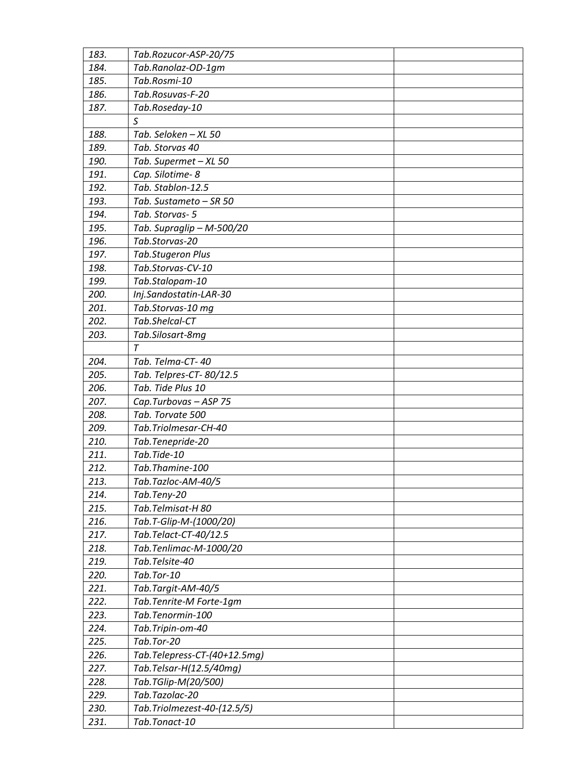| | | |
|---|---|---|
| *183.* | *Tab.Rozucor-ASP-20/75* | |
| *184.* | *Tab.Ranolaz-OD-1gm* | |
| *185.* | *Tab.Rosmi-10* | |
| *186.* | *Tab.Rosuvas-F-20* | |
| *187.* | *Tab.Roseday-10* | |
| | *S* | |
| *188.* | *Tab. Seloken – XL 50* | |
| *189.* | *Tab. Storvas 40* | |
| *190.* | *Tab. Supermet – XL 50* | |
| *191.* | *Cap. Silotime- 8* | |
| *192.* | *Tab. Stablon-12.5* | |
| *193.* | *Tab. Sustameto – SR 50* | |
| *194.* | *Tab. Storvas- 5* | |
| *195.* | *Tab. Supraglip – M-500/20* | |
| *196.* | *Tab.Storvas-20* | |
| *197.* | *Tab.Stugeron Plus* | |
| *198.* | *Tab.Storvas-CV-10* | |
| *199.* | *Tab.Stalopam-10* | |
| *200.* | *Inj.Sandostatin-LAR-30* | |
| *201.* | *Tab.Storvas-10 mg* | |
| *202.* | *Tab.Shelcal-CT* | |
| *203.* | *Tab.Silosart-8mg* | |
| | *T* | |
| *204.* | *Tab. Telma-CT- 40* | |
| *205.* | *Tab. Telpres-CT- 80/12.5* | |
| *206.* | *Tab. Tide Plus 10* | |
| *207.* | *Cap.Turbovas – ASP 75* | |
| *208.* | *Tab. Torvate 500* | |
| *209.* | *Tab.Triolmesar-CH-40* | |
| *210.* | *Tab.Tenepride-20* | |
| *211.* | *Tab.Tide-10* | |
| *212.* | *Tab.Thamine-100* | |
| *213.* | *Tab.Tazloc-AM-40/5* | |
| *214.* | *Tab.Teny-20* | |
| *215.* | *Tab.Telmisat-H 80* | |
| *216.* | *Tab.T-Glip-M-(1000/20)* | |
| *217.* | *Tab.Telact-CT-40/12.5* | |
| *218.* | *Tab.Tenlimac-M-1000/20* | |
| *219.* | *Tab.Telsite-40* | |
| *220.* | *Tab.Tor-10* | |
| *221.* | *Tab.Targit-AM-40/5* | |
| *222.* | *Tab.Tenrite-M Forte-1gm* | |
| *223.* | *Tab.Tenormin-100* | |
| *224.* | *Tab.Tripin-om-40* | |
| *225.* | *Tab.Tor-20* | |
| *226.* | *Tab.Telepress-CT-(40+12.5mg)* | |
| *227.* | *Tab.Telsar-H(12.5/40mg)* | |
| *228.* | *Tab.TGlip-M(20/500)* | |
| *229.* | *Tab.Tazolac-20* | |
| *230.* | *Tab.Triolmezest-40-(12.5/5)* | |
| *231.* | *Tab.Tonact-10* | |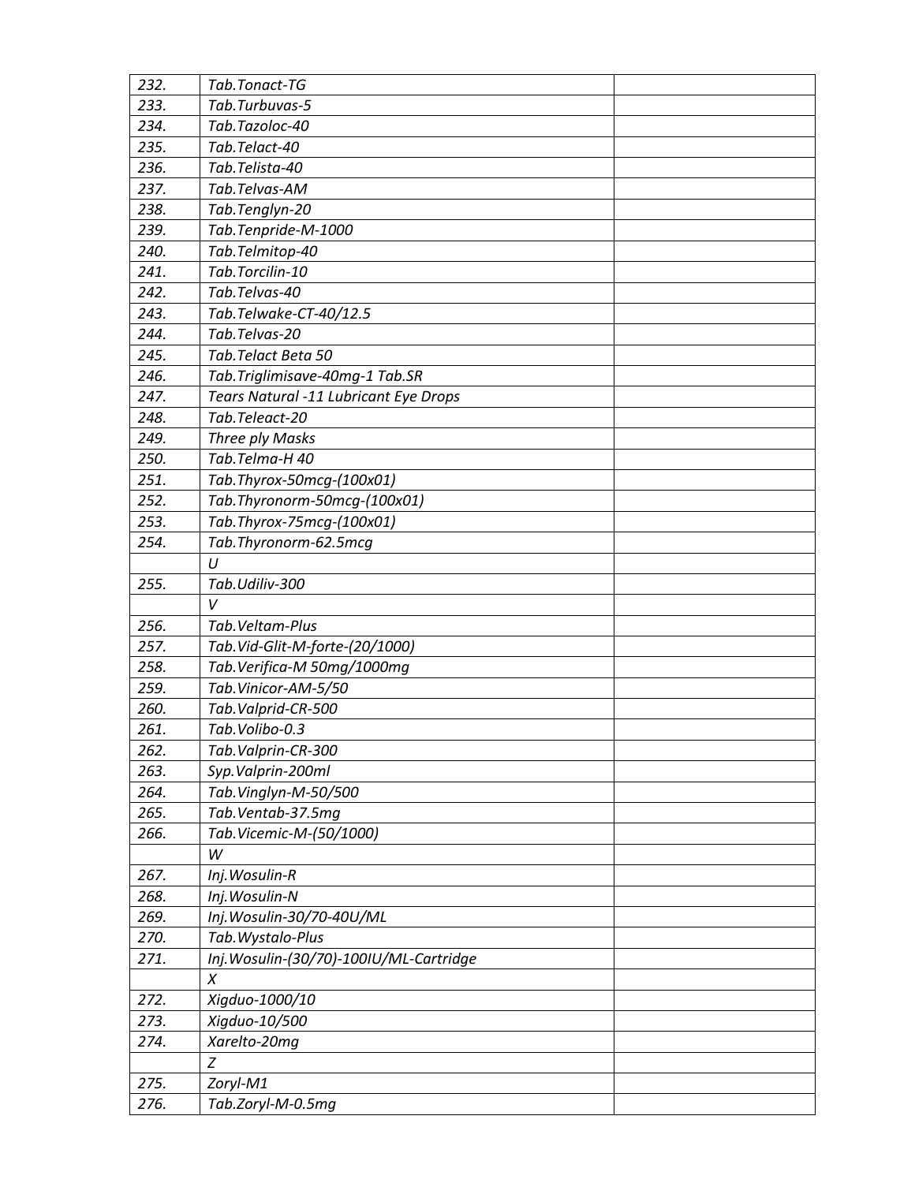| | | |
|---|---|---|
| *232.* | *Tab.Tonact-TG* | |
| *233.* | *Tab.Turbuvas-5* | |
| *234.* | *Tab.Tazoloc-40* | |
| *235.* | *Tab.Telact-40* | |
| *236.* | *Tab.Telista-40* | |
| *237.* | *Tab.Telvas-AM* | |
| *238.* | *Tab.Tenglyn-20* | |
| *239.* | *Tab.Tenpride-M-1000* | |
| *240.* | *Tab.Telmitop-40* | |
| *241.* | *Tab.Torcilin-10* | |
| *242.* | *Tab.Telvas-40* | |
| *243.* | *Tab.Telwake-CT-40/12.5* | |
| *244.* | *Tab.Telvas-20* | |
| *245.* | *Tab.Telact Beta 50* | |
| *246.* | *Tab.Triglimisave-40mg-1 Tab.SR* | |
| *247.* | *Tears Natural -11 Lubricant Eye Drops* | |
| *248.* | *Tab.Teleact-20* | |
| *249.* | *Three ply Masks* | |
| *250.* | *Tab.Telma-H 40* | |
| *251.* | *Tab.Thyrox-50mcg-(100x01)* | |
| *252.* | *Tab.Thyronorm-50mcg-(100x01)* | |
| *253.* | *Tab.Thyrox-75mcg-(100x01)* | |
| *254.* | *Tab.Thyronorm-62.5mcg* | |
| | *U* | |
| *255.* | *Tab.Udiliv-300* | |
| | *V* | |
| *256.* | *Tab.Veltam-Plus* | |
| *257.* | *Tab.Vid-Glit-M-forte-(20/1000)* | |
| *258.* | *Tab.Verifica-M 50mg/1000mg* | |
| *259.* | *Tab.Vinicor-AM-5/50* | |
| *260.* | *Tab.Valprid-CR-500* | |
| *261.* | *Tab.Volibo-0.3* | |
| *262.* | *Tab.Valprin-CR-300* | |
| *263.* | *Syp.Valprin-200ml* | |
| *264.* | *Tab.Vinglyn-M-50/500* | |
| *265.* | *Tab.Ventab-37.5mg* | |
| *266.* | *Tab.Vicemic-M-(50/1000)* | |
| | *W* | |
| *267.* | *Inj.Wosulin-R* | |
| *268.* | *Inj.Wosulin-N* | |
| *269.* | *Inj.Wosulin-30/70-40U/ML* | |
| *270.* | *Tab.Wystalo-Plus* | |
| *271.* | *Inj.Wosulin-(30/70)-100IU/ML-Cartridge* | |
| | *X* | |
| *272.* | *Xigduo-1000/10* | |
| *273.* | *Xigduo-10/500* | |
| *274.* | *Xarelto-20mg* | |
| | *Z* | |
| *275.* | *Zoryl-M1* | |
| *276.* | *Tab.Zoryl-M-0.5mg* | |